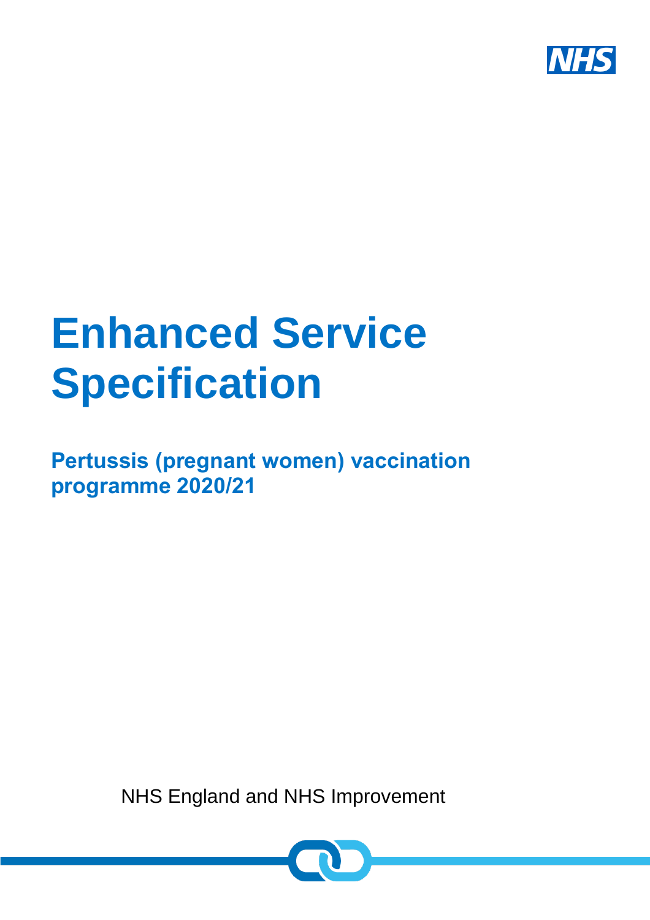# Enhanced Service Specification

## Pertussis (pregnant women) vaccination programme 2020/21

NHS England and NHS Improvement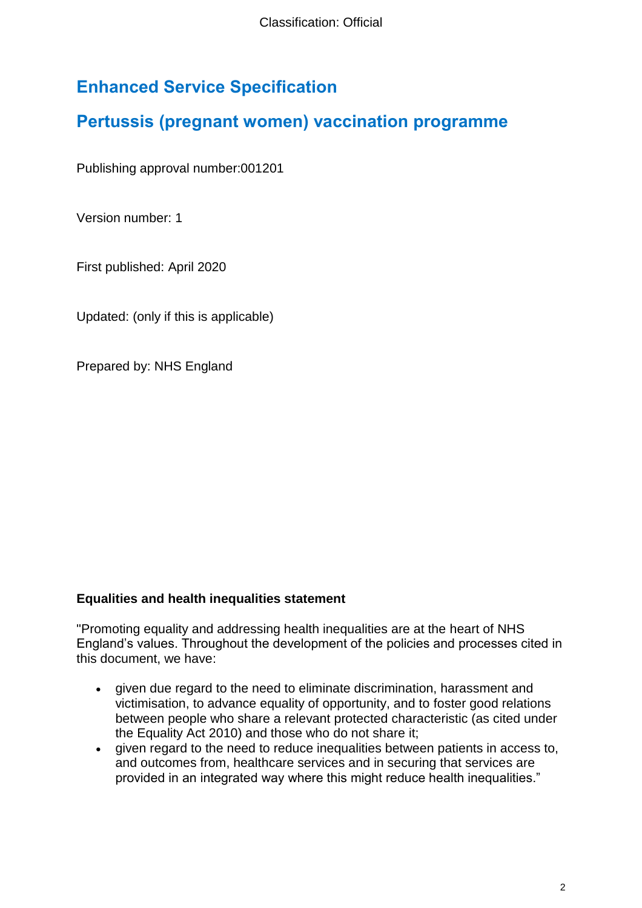# Enhanced Service Specification

# Pertussis (pregnant women) vaccination programme

Publishing approval number:001201

Version number: 1

First published: April 2020

Updated: (only if this is applicable)

Prepared by: NHS England

**Equalities and health inequalities statement**

"Promoting equality and addressing health inequalities are at the heart of NHS England's values. Throughout the development of the policies and processes cited in this document, we have:

- given due regard to the need to eliminate discrimination, harassment and victimisation, to advance equality of opportunity, and to foster good relations between people who share a relevant protected characteristic (as cited under the Equality Act 2010) and those who do not share it;
- given regard to the need to reduce inequalities between patients in access to, and outcomes from, healthcare services and in securing that services are provided in an integrated way where this might reduce health inequalities."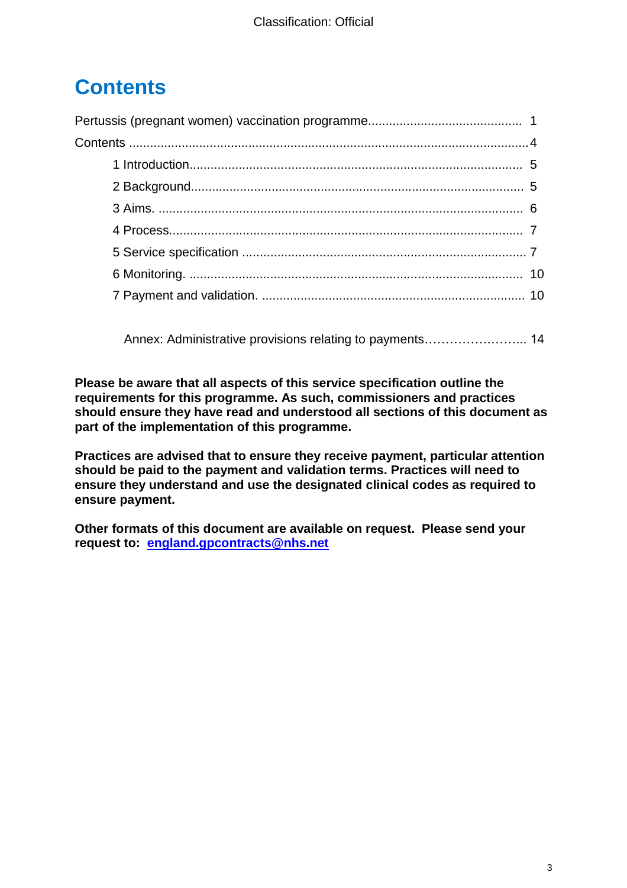# Contents

Pertussis (pregnant women) vaccination programme........................................... 1

Contents ..................................................................................................................4

- 1 Introduction............................................................................................. 5
- 2 Background............................................................................................. 5
- 3 Aims. ...................................................................................................... 6
- 4 Process................................................................................................... 7
- 5 Service specification ................................................................................ 7
- 6 Monitoring. ............................................................................................. 10
- 7 Payment and validation. .......................................................................... 10

Annex: Administrative provisions relating to payments…………….…….... 14

**Please be aware that all aspects of this service specification outline the requirements for this programme. As such, commissioners and practices should ensure they have read and understood all sections of this document as part of the implementation of this programme.**

**Practices are advised that to ensure they receive payment, particular attention should be paid to the payment and validation terms. Practices will need to ensure they understand and use the designated clinical codes as required to ensure payment.**

**Other formats of this document are available on request. Please send your request to: england.gpcontracts@nhs.net**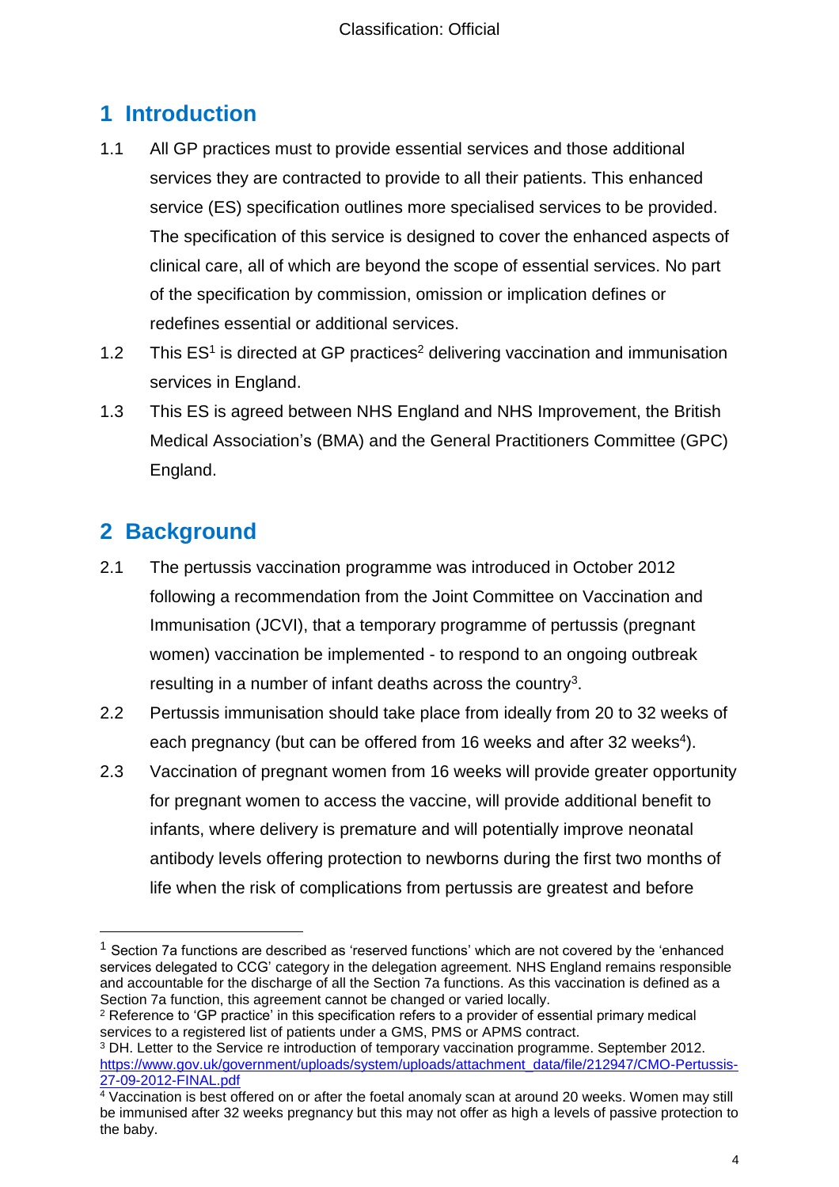## 1 Introduction

1.1 All GP practices must to provide essential services and those additional services they are contracted to provide to all their patients. This enhanced service (ES) specification outlines more specialised services to be provided. The specification of this service is designed to cover the enhanced aspects of clinical care, all of which are beyond the scope of essential services. No part of the specification by commission, omission or implication defines or redefines essential or additional services.

1.2 This ES[1] is directed at GP practices[2] delivering vaccination and immunisation services in England.

1.3 This ES is agreed between NHS England and NHS Improvement, the British Medical Association's (BMA) and the General Practitioners Committee (GPC) England.

## 2 Background

2.1 The pertussis vaccination programme was introduced in October 2012 following a recommendation from the Joint Committee on Vaccination and Immunisation (JCVI), that a temporary programme of pertussis (pregnant women) vaccination be implemented - to respond to an ongoing outbreak resulting in a number of infant deaths across the country[3].

2.2 Pertussis immunisation should take place from ideally from 20 to 32 weeks of each pregnancy (but can be offered from 16 weeks and after 32 weeks[4]).

2.3 Vaccination of pregnant women from 16 weeks will provide greater opportunity for pregnant women to access the vaccine, will provide additional benefit to infants, where delivery is premature and will potentially improve neonatal antibody levels offering protection to newborns during the first two months of life when the risk of complications from pertussis are greatest and before

---

[1] Section 7a functions are described as 'reserved functions' which are not covered by the 'enhanced services delegated to CCG' category in the delegation agreement. NHS England remains responsible and accountable for the discharge of all the Section 7a functions. As this vaccination is defined as a Section 7a function, this agreement cannot be changed or varied locally.

[2] Reference to 'GP practice' in this specification refers to a provider of essential primary medical services to a registered list of patients under a GMS, PMS or APMS contract.

[3] DH. Letter to the Service re introduction of temporary vaccination programme. September 2012. https://www.gov.uk/government/uploads/system/uploads/attachment_data/file/212947/CMO-Pertussis-27-09-2012-FINAL.pdf

[4] Vaccination is best offered on or after the foetal anomaly scan at around 20 weeks. Women may still be immunised after 32 weeks pregnancy but this may not offer as high a levels of passive protection to the baby.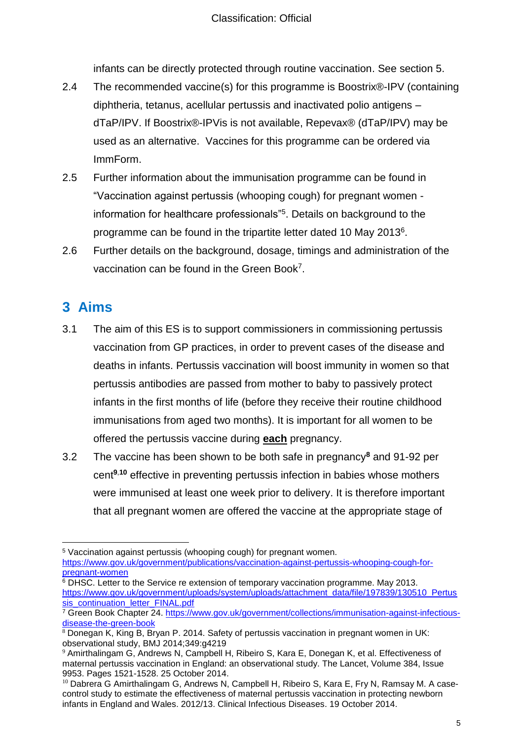infants can be directly protected through routine vaccination. See section 5.

2.4 The recommended vaccine(s) for this programme is Boostrix®-IPV (containing diphtheria, tetanus, acellular pertussis and inactivated polio antigens – dTaP/IPV. If Boostrix®-IPVis is not available, Repevax® (dTaP/IPV) may be used as an alternative. Vaccines for this programme can be ordered via ImmForm.

2.5 Further information about the immunisation programme can be found in "Vaccination against pertussis (whooping cough) for pregnant women - information for healthcare professionals"[5]. Details on background to the programme can be found in the tripartite letter dated 10 May 2013[6].

2.6 Further details on the background, dosage, timings and administration of the vaccination can be found in the Green Book[7].

## 3 Aims

3.1 The aim of this ES is to support commissioners in commissioning pertussis vaccination from GP practices, in order to prevent cases of the disease and deaths in infants. Pertussis vaccination will boost immunity in women so that pertussis antibodies are passed from mother to baby to passively protect infants in the first months of life (before they receive their routine childhood immunisations from aged two months). It is important for all women to be offered the pertussis vaccine during **each** pregnancy.

3.2 The vaccine has been shown to be both safe in pregnancy[8] and 91-92 per cent[9,10] effective in preventing pertussis infection in babies whose mothers were immunised at least one week prior to delivery. It is therefore important that all pregnant women are offered the vaccine at the appropriate stage of

---

[5] Vaccination against pertussis (whooping cough) for pregnant women. https://www.gov.uk/government/publications/vaccination-against-pertussis-whooping-cough-for-pregnant-women

[6] DHSC. Letter to the Service re extension of temporary vaccination programme. May 2013. https://www.gov.uk/government/uploads/system/uploads/attachment_data/file/197839/130510_Pertussis_continuation_letter_FINAL.pdf

[7] Green Book Chapter 24. https://www.gov.uk/government/collections/immunisation-against-infectious-disease-the-green-book

[8] Donegan K, King B, Bryan P. 2014. Safety of pertussis vaccination in pregnant women in UK: observational study, BMJ 2014;349:g4219

[9] Amirthalingam G, Andrews N, Campbell H, Ribeiro S, Kara E, Donegan K, et al. Effectiveness of maternal pertussis vaccination in England: an observational study. The Lancet, Volume 384, Issue 9953. Pages 1521-1528. 25 October 2014.

[10] Dabrera G Amirthalingam G, Andrews N, Campbell H, Ribeiro S, Kara E, Fry N, Ramsay M. A case-control study to estimate the effectiveness of maternal pertussis vaccination in protecting newborn infants in England and Wales. 2012/13. Clinical Infectious Diseases. 19 October 2014.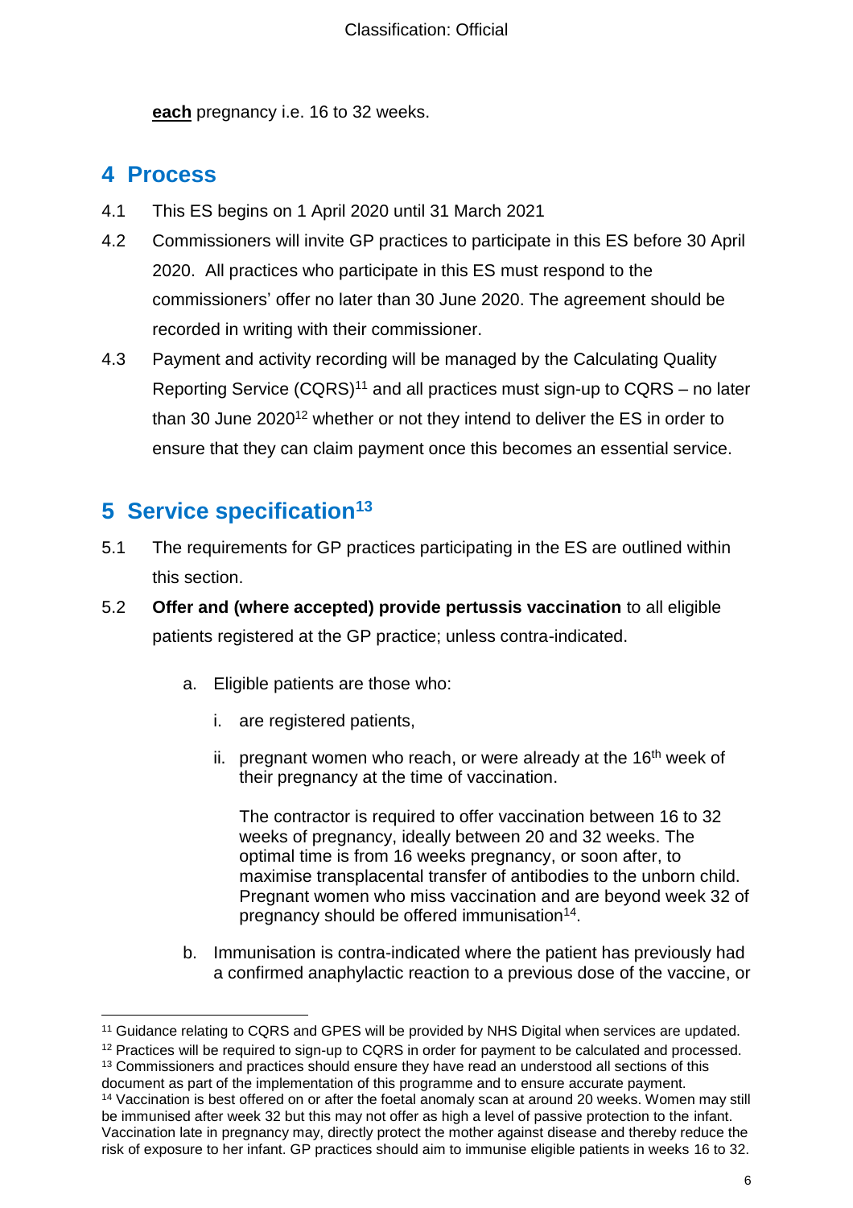**each** pregnancy i.e. 16 to 32 weeks.

## 4 Process

4.1 This ES begins on 1 April 2020 until 31 March 2021

4.2 Commissioners will invite GP practices to participate in this ES before 30 April 2020. All practices who participate in this ES must respond to the commissioners' offer no later than 30 June 2020. The agreement should be recorded in writing with their commissioner.

4.3 Payment and activity recording will be managed by the Calculating Quality Reporting Service (CQRS)[11] and all practices must sign-up to CQRS – no later than 30 June 2020[12] whether or not they intend to deliver the ES in order to ensure that they can claim payment once this becomes an essential service.

## 5 Service specification[13]

5.1 The requirements for GP practices participating in the ES are outlined within this section.

5.2 **Offer and (where accepted) provide pertussis vaccination** to all eligible patients registered at the GP practice; unless contra-indicated.

a. Eligible patients are those who:

i. are registered patients,

ii. pregnant women who reach, or were already at the 16th week of their pregnancy at the time of vaccination.

The contractor is required to offer vaccination between 16 to 32 weeks of pregnancy, ideally between 20 and 32 weeks. The optimal time is from 16 weeks pregnancy, or soon after, to maximise transplacental transfer of antibodies to the unborn child. Pregnant women who miss vaccination and are beyond week 32 of pregnancy should be offered immunisation[14].

b. Immunisation is contra-indicated where the patient has previously had a confirmed anaphylactic reaction to a previous dose of the vaccine, or

---

[11] Guidance relating to CQRS and GPES will be provided by NHS Digital when services are updated.

[12] Practices will be required to sign-up to CQRS in order for payment to be calculated and processed.

[13] Commissioners and practices should ensure they have read an understood all sections of this document as part of the implementation of this programme and to ensure accurate payment.

[14] Vaccination is best offered on or after the foetal anomaly scan at around 20 weeks. Women may still be immunised after week 32 but this may not offer as high a level of passive protection to the infant. Vaccination late in pregnancy may, directly protect the mother against disease and thereby reduce the risk of exposure to her infant. GP practices should aim to immunise eligible patients in weeks 16 to 32.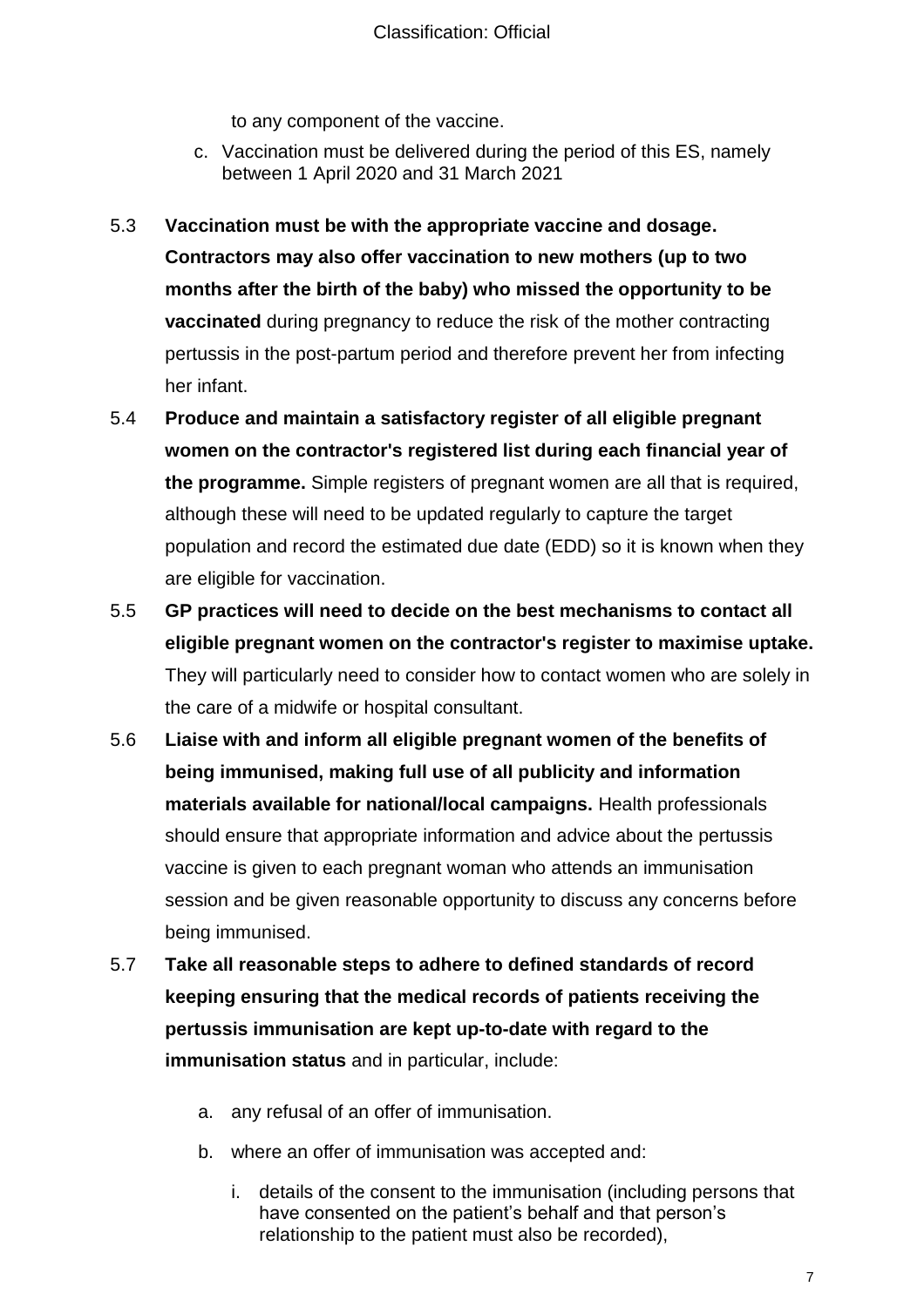to any component of the vaccine.

c. Vaccination must be delivered during the period of this ES, namely between 1 April 2020 and 31 March 2021

5.3 **Vaccination must be with the appropriate vaccine and dosage. Contractors may also offer vaccination to new mothers (up to two months after the birth of the baby) who missed the opportunity to be vaccinated** during pregnancy to reduce the risk of the mother contracting pertussis in the post-partum period and therefore prevent her from infecting her infant.

5.4 **Produce and maintain a satisfactory register of all eligible pregnant women on the contractor's registered list during each financial year of the programme.** Simple registers of pregnant women are all that is required, although these will need to be updated regularly to capture the target population and record the estimated due date (EDD) so it is known when they are eligible for vaccination.

5.5 **GP practices will need to decide on the best mechanisms to contact all eligible pregnant women on the contractor's register to maximise uptake.** They will particularly need to consider how to contact women who are solely in the care of a midwife or hospital consultant.

5.6 **Liaise with and inform all eligible pregnant women of the benefits of being immunised, making full use of all publicity and information materials available for national/local campaigns.** Health professionals should ensure that appropriate information and advice about the pertussis vaccine is given to each pregnant woman who attends an immunisation session and be given reasonable opportunity to discuss any concerns before being immunised.

5.7 **Take all reasonable steps to adhere to defined standards of record keeping ensuring that the medical records of patients receiving the pertussis immunisation are kept up-to-date with regard to the immunisation status** and in particular, include:

a. any refusal of an offer of immunisation.

b. where an offer of immunisation was accepted and:

   i. details of the consent to the immunisation (including persons that have consented on the patient's behalf and that person's relationship to the patient must also be recorded),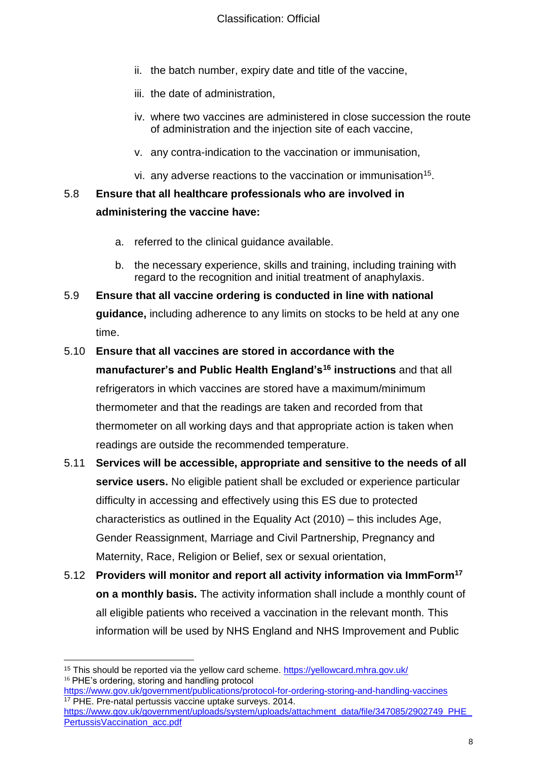ii. the batch number, expiry date and title of the vaccine,

iii. the date of administration,

iv. where two vaccines are administered in close succession the route of administration and the injection site of each vaccine,

v. any contra-indication to the vaccination or immunisation,

vi. any adverse reactions to the vaccination or immunisation[15].

5.8 **Ensure that all healthcare professionals who are involved in administering the vaccine have:**

a. referred to the clinical guidance available.

b. the necessary experience, skills and training, including training with regard to the recognition and initial treatment of anaphylaxis.

5.9 **Ensure that all vaccine ordering is conducted in line with national guidance,** including adherence to any limits on stocks to be held at any one time.

5.10 **Ensure that all vaccines are stored in accordance with the manufacturer's and Public Health England's[16] instructions** and that all refrigerators in which vaccines are stored have a maximum/minimum thermometer and that the readings are taken and recorded from that thermometer on all working days and that appropriate action is taken when readings are outside the recommended temperature.

5.11 **Services will be accessible, appropriate and sensitive to the needs of all service users.** No eligible patient shall be excluded or experience particular difficulty in accessing and effectively using this ES due to protected characteristics as outlined in the Equality Act (2010) – this includes Age, Gender Reassignment, Marriage and Civil Partnership, Pregnancy and Maternity, Race, Religion or Belief, sex or sexual orientation,

5.12 **Providers will monitor and report all activity information via ImmForm[17] on a monthly basis.** The activity information shall include a monthly count of all eligible patients who received a vaccination in the relevant month. This information will be used by NHS England and NHS Improvement and Public

---

[15] This should be reported via the yellow card scheme. https://yellowcard.mhra.gov.uk/

[16] PHE's ordering, storing and handling protocol https://www.gov.uk/government/publications/protocol-for-ordering-storing-and-handling-vaccines

[17] PHE. Pre-natal pertussis vaccine uptake surveys. 2014. https://www.gov.uk/government/uploads/system/uploads/attachment_data/file/347085/2902749_PHE_PertussisVaccination_acc.pdf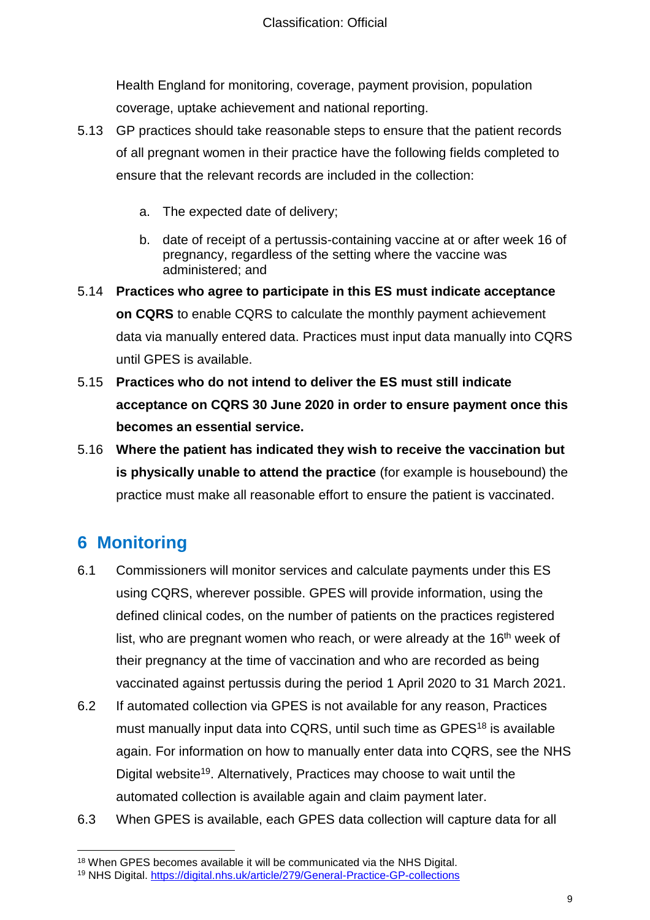Health England for monitoring, coverage, payment provision, population coverage, uptake achievement and national reporting.

5.13 GP practices should take reasonable steps to ensure that the patient records of all pregnant women in their practice have the following fields completed to ensure that the relevant records are included in the collection:

   a. The expected date of delivery;

   b. date of receipt of a pertussis-containing vaccine at or after week 16 of pregnancy, regardless of the setting where the vaccine was administered; and

5.14 **Practices who agree to participate in this ES must indicate acceptance on CQRS** to enable CQRS to calculate the monthly payment achievement data via manually entered data. Practices must input data manually into CQRS until GPES is available.

5.15 **Practices who do not intend to deliver the ES must still indicate acceptance on CQRS 30 June 2020 in order to ensure payment once this becomes an essential service.**

5.16 **Where the patient has indicated they wish to receive the vaccination but is physically unable to attend the practice** (for example is housebound) the practice must make all reasonable effort to ensure the patient is vaccinated.

## 6 Monitoring

6.1 Commissioners will monitor services and calculate payments under this ES using CQRS, wherever possible. GPES will provide information, using the defined clinical codes, on the number of patients on the practices registered list, who are pregnant women who reach, or were already at the 16th week of their pregnancy at the time of vaccination and who are recorded as being vaccinated against pertussis during the period 1 April 2020 to 31 March 2021.

6.2 If automated collection via GPES is not available for any reason, Practices must manually input data into CQRS, until such time as GPES[18] is available again. For information on how to manually enter data into CQRS, see the NHS Digital website[19]. Alternatively, Practices may choose to wait until the automated collection is available again and claim payment later.

6.3 When GPES is available, each GPES data collection will capture data for all

---

[18] When GPES becomes available it will be communicated via the NHS Digital.

[19] NHS Digital. https://digital.nhs.uk/article/279/General-Practice-GP-collections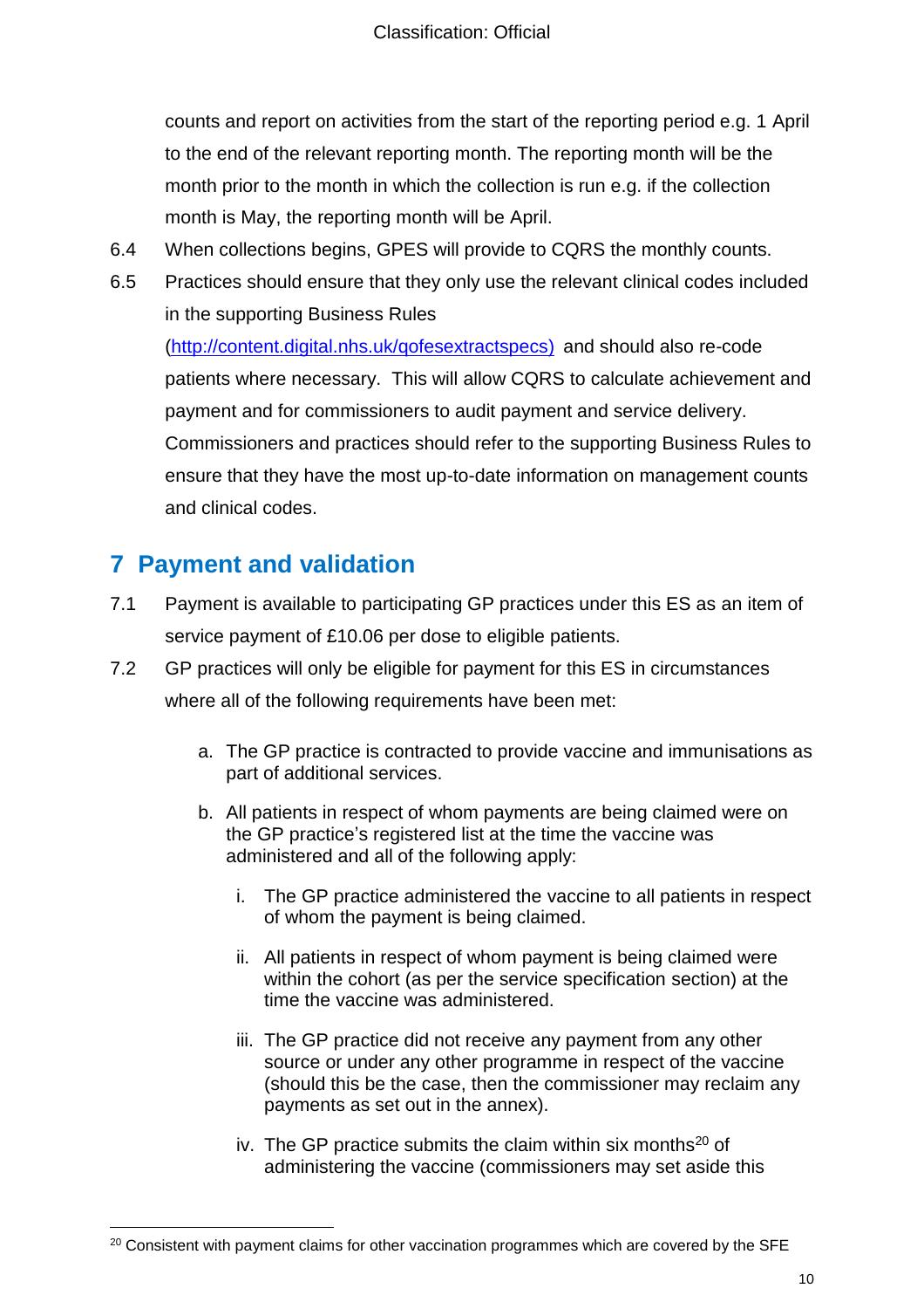counts and report on activities from the start of the reporting period e.g. 1 April to the end of the relevant reporting month. The reporting month will be the month prior to the month in which the collection is run e.g. if the collection month is May, the reporting month will be April.

6.4 When collections begins, GPES will provide to CQRS the monthly counts.

6.5 Practices should ensure that they only use the relevant clinical codes included in the supporting Business Rules (http://content.digital.nhs.uk/qofesextractspecs) and should also re-code patients where necessary. This will allow CQRS to calculate achievement and payment and for commissioners to audit payment and service delivery. Commissioners and practices should refer to the supporting Business Rules to ensure that they have the most up-to-date information on management counts and clinical codes.

## 7 Payment and validation

7.1 Payment is available to participating GP practices under this ES as an item of service payment of £10.06 per dose to eligible patients.

7.2 GP practices will only be eligible for payment for this ES in circumstances where all of the following requirements have been met:

a. The GP practice is contracted to provide vaccine and immunisations as part of additional services.

b. All patients in respect of whom payments are being claimed were on the GP practice's registered list at the time the vaccine was administered and all of the following apply:

   i. The GP practice administered the vaccine to all patients in respect of whom the payment is being claimed.

   ii. All patients in respect of whom payment is being claimed were within the cohort (as per the service specification section) at the time the vaccine was administered.

   iii. The GP practice did not receive any payment from any other source or under any other programme in respect of the vaccine (should this be the case, then the commissioner may reclaim any payments as set out in the annex).

   iv. The GP practice submits the claim within six months[20] of administering the vaccine (commissioners may set aside this

[20] Consistent with payment claims for other vaccination programmes which are covered by the SFE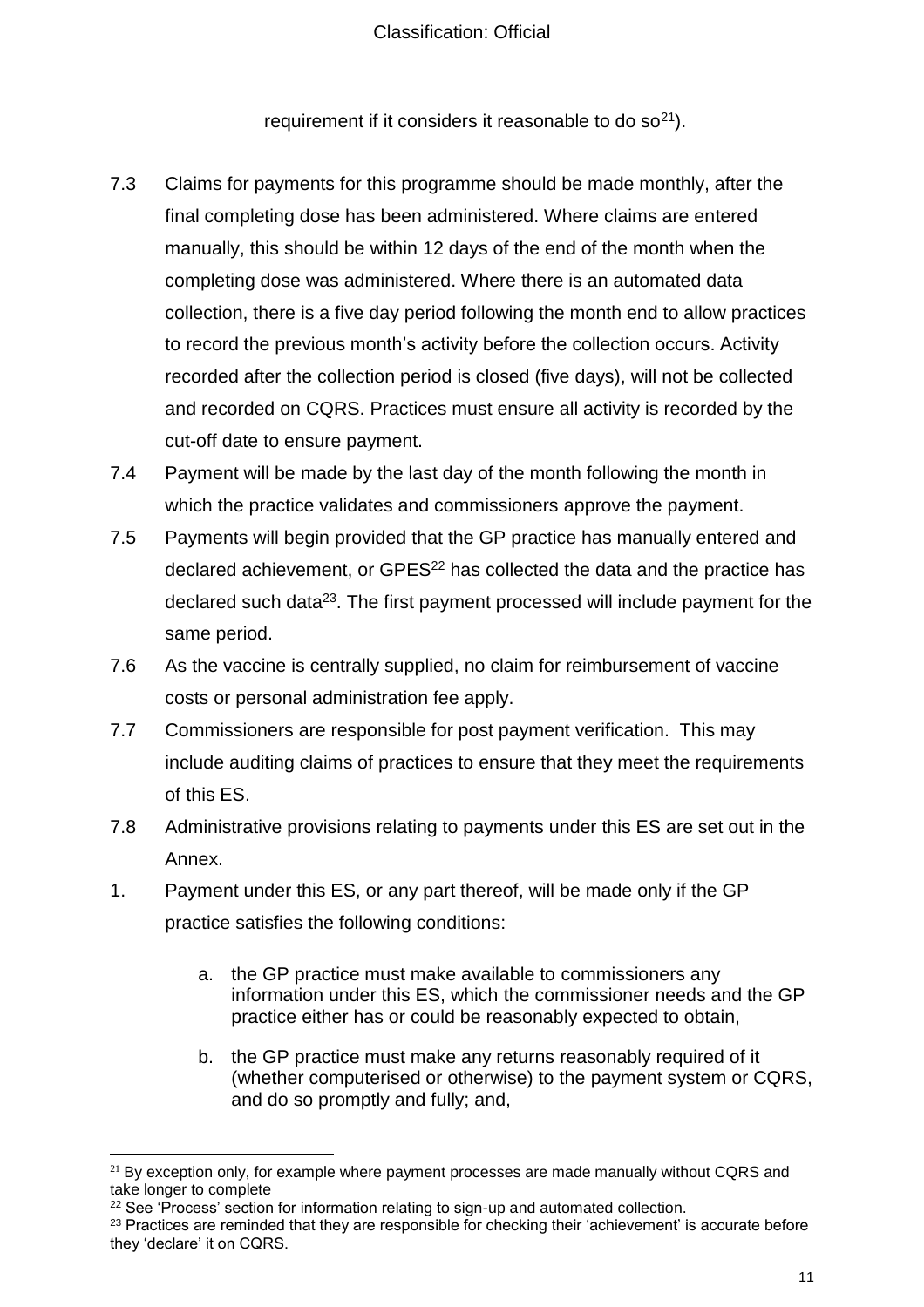requirement if it considers it reasonable to do so[21]).

7.3 Claims for payments for this programme should be made monthly, after the final completing dose has been administered. Where claims are entered manually, this should be within 12 days of the end of the month when the completing dose was administered. Where there is an automated data collection, there is a five day period following the month end to allow practices to record the previous month's activity before the collection occurs. Activity recorded after the collection period is closed (five days), will not be collected and recorded on CQRS. Practices must ensure all activity is recorded by the cut-off date to ensure payment.

7.4 Payment will be made by the last day of the month following the month in which the practice validates and commissioners approve the payment.

7.5 Payments will begin provided that the GP practice has manually entered and declared achievement, or GPES[22] has collected the data and the practice has declared such data[23]. The first payment processed will include payment for the same period.

7.6 As the vaccine is centrally supplied, no claim for reimbursement of vaccine costs or personal administration fee apply.

7.7 Commissioners are responsible for post payment verification. This may include auditing claims of practices to ensure that they meet the requirements of this ES.

7.8 Administrative provisions relating to payments under this ES are set out in the Annex.

1. Payment under this ES, or any part thereof, will be made only if the GP practice satisfies the following conditions:

    a. the GP practice must make available to commissioners any information under this ES, which the commissioner needs and the GP practice either has or could be reasonably expected to obtain,

    b. the GP practice must make any returns reasonably required of it (whether computerised or otherwise) to the payment system or CQRS, and do so promptly and fully; and,

---

[21] By exception only, for example where payment processes are made manually without CQRS and take longer to complete

[22] See 'Process' section for information relating to sign-up and automated collection.

[23] Practices are reminded that they are responsible for checking their 'achievement' is accurate before they 'declare' it on CQRS.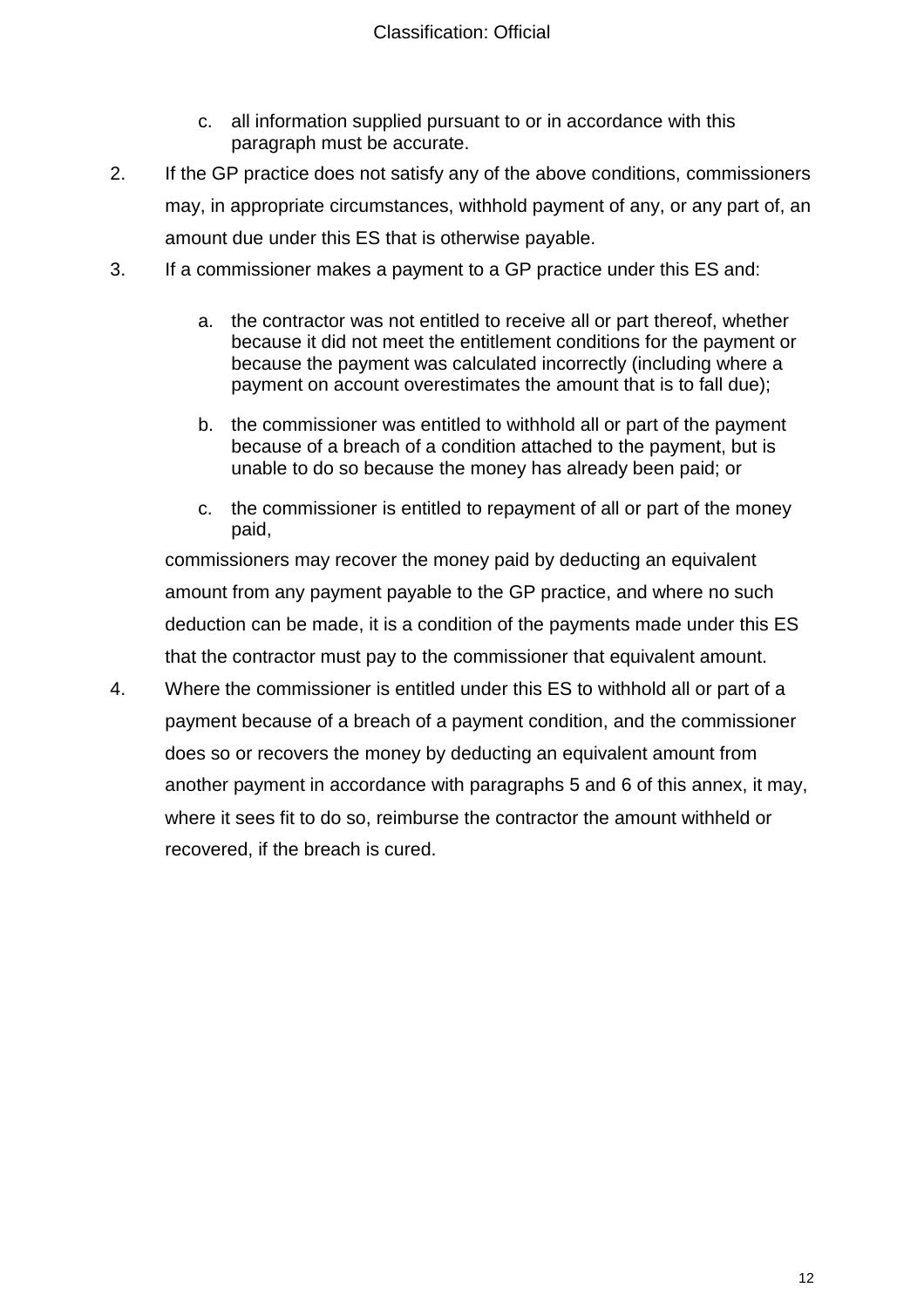c. all information supplied pursuant to or in accordance with this paragraph must be accurate.

2. If the GP practice does not satisfy any of the above conditions, commissioners may, in appropriate circumstances, withhold payment of any, or any part of, an amount due under this ES that is otherwise payable.

3. If a commissioner makes a payment to a GP practice under this ES and:

   a. the contractor was not entitled to receive all or part thereof, whether because it did not meet the entitlement conditions for the payment or because the payment was calculated incorrectly (including where a payment on account overestimates the amount that is to fall due);

   b. the commissioner was entitled to withhold all or part of the payment because of a breach of a condition attached to the payment, but is unable to do so because the money has already been paid; or

   c. the commissioner is entitled to repayment of all or part of the money paid,

   commissioners may recover the money paid by deducting an equivalent amount from any payment payable to the GP practice, and where no such deduction can be made, it is a condition of the payments made under this ES that the contractor must pay to the commissioner that equivalent amount.

4. Where the commissioner is entitled under this ES to withhold all or part of a payment because of a breach of a payment condition, and the commissioner does so or recovers the money by deducting an equivalent amount from another payment in accordance with paragraphs 5 and 6 of this annex, it may, where it sees fit to do so, reimburse the contractor the amount withheld or recovered, if the breach is cured.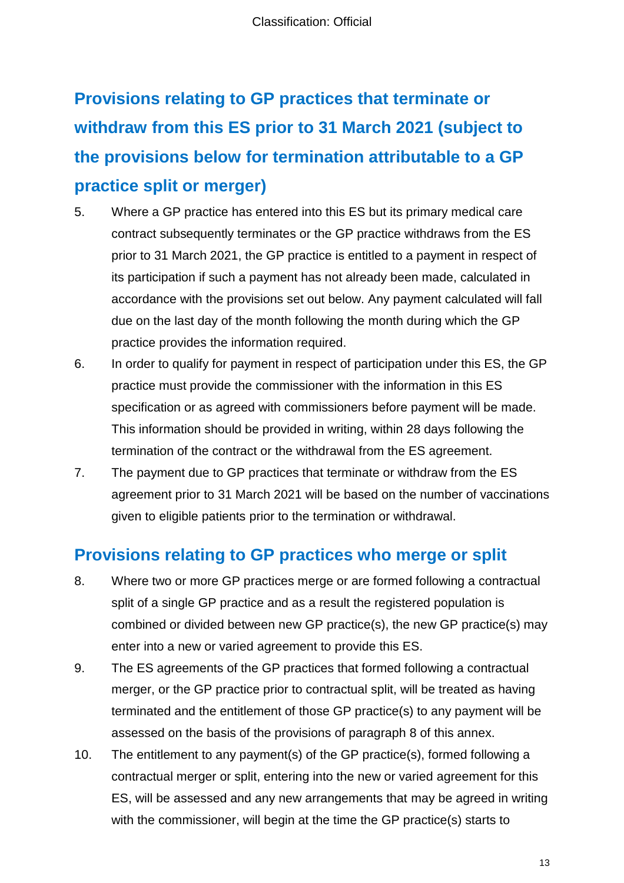## Provisions relating to GP practices that terminate or withdraw from this ES prior to 31 March 2021 (subject to the provisions below for termination attributable to a GP practice split or merger)

5. Where a GP practice has entered into this ES but its primary medical care contract subsequently terminates or the GP practice withdraws from the ES prior to 31 March 2021, the GP practice is entitled to a payment in respect of its participation if such a payment has not already been made, calculated in accordance with the provisions set out below. Any payment calculated will fall due on the last day of the month following the month during which the GP practice provides the information required.

6. In order to qualify for payment in respect of participation under this ES, the GP practice must provide the commissioner with the information in this ES specification or as agreed with commissioners before payment will be made. This information should be provided in writing, within 28 days following the termination of the contract or the withdrawal from the ES agreement.

7. The payment due to GP practices that terminate or withdraw from the ES agreement prior to 31 March 2021 will be based on the number of vaccinations given to eligible patients prior to the termination or withdrawal.

## Provisions relating to GP practices who merge or split

8. Where two or more GP practices merge or are formed following a contractual split of a single GP practice and as a result the registered population is combined or divided between new GP practice(s), the new GP practice(s) may enter into a new or varied agreement to provide this ES.

9. The ES agreements of the GP practices that formed following a contractual merger, or the GP practice prior to contractual split, will be treated as having terminated and the entitlement of those GP practice(s) to any payment will be assessed on the basis of the provisions of paragraph 8 of this annex.

10. The entitlement to any payment(s) of the GP practice(s), formed following a contractual merger or split, entering into the new or varied agreement for this ES, will be assessed and any new arrangements that may be agreed in writing with the commissioner, will begin at the time the GP practice(s) starts to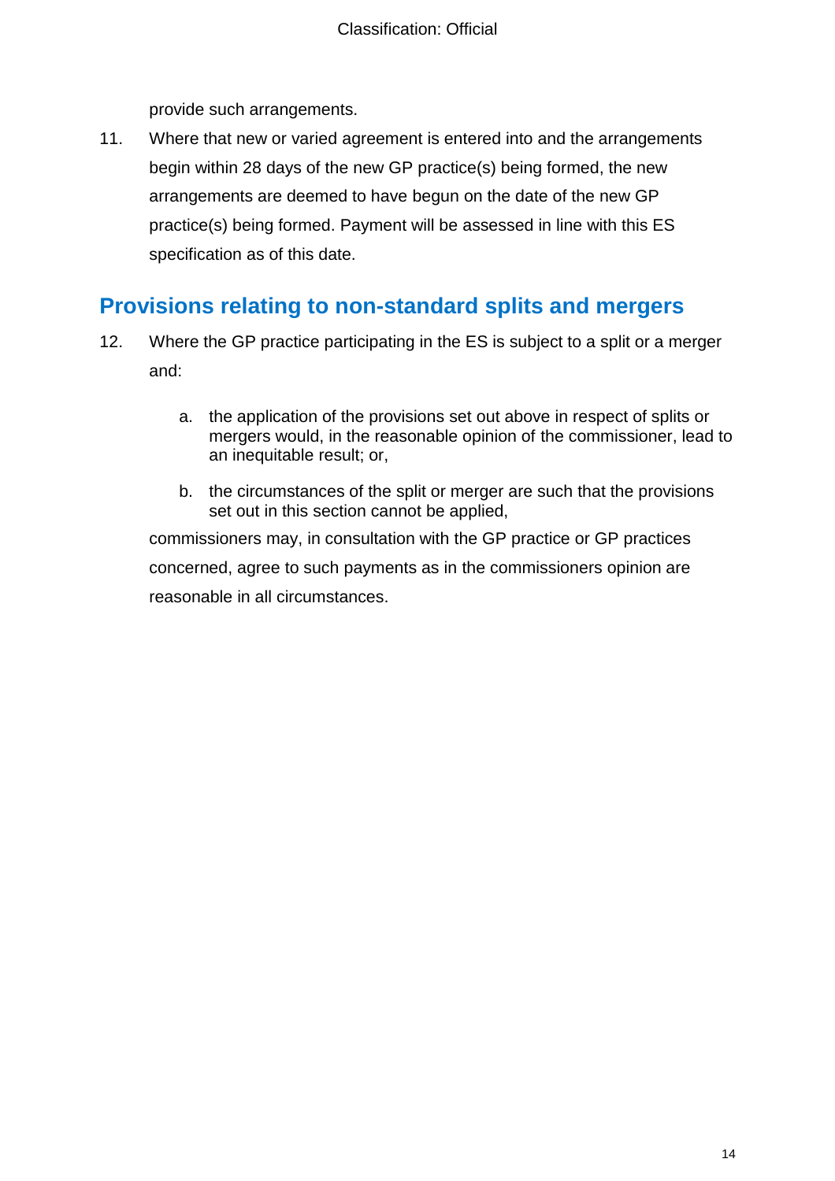provide such arrangements.

11. Where that new or varied agreement is entered into and the arrangements begin within 28 days of the new GP practice(s) being formed, the new arrangements are deemed to have begun on the date of the new GP practice(s) being formed. Payment will be assessed in line with this ES specification as of this date.

## Provisions relating to non-standard splits and mergers

12. Where the GP practice participating in the ES is subject to a split or a merger and:

    a. the application of the provisions set out above in respect of splits or mergers would, in the reasonable opinion of the commissioner, lead to an inequitable result; or,

    b. the circumstances of the split or merger are such that the provisions set out in this section cannot be applied,

    commissioners may, in consultation with the GP practice or GP practices concerned, agree to such payments as in the commissioners opinion are reasonable in all circumstances.